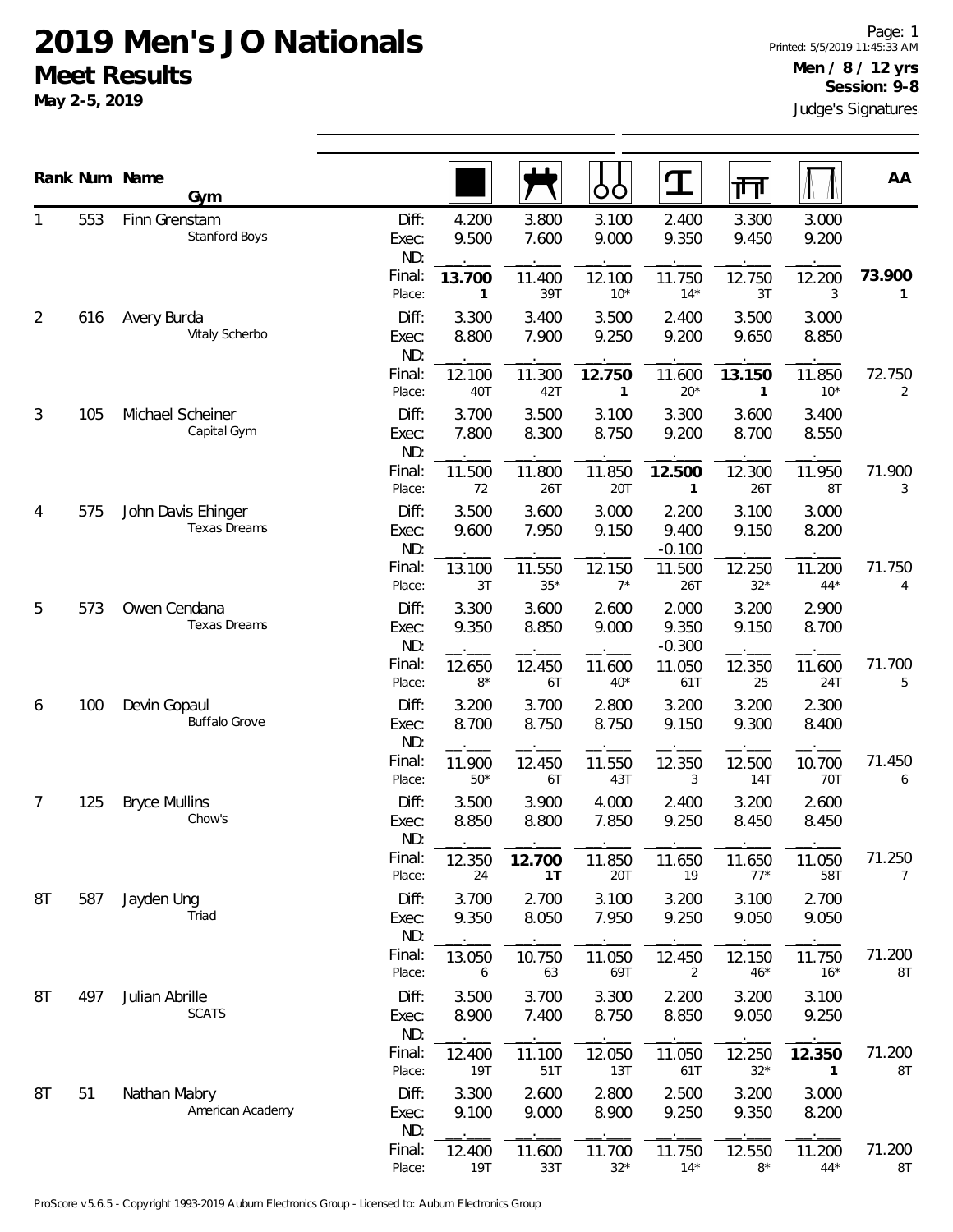# 2019 Men's JO Nationals

## Meet Results

**May 2-5, 2019**

**Men / 8 / 12 yrs**
**Session: 9-8**
Judge's Signatures

| Rank | Num | Name / Gym | | Floor | Pommel Horse | Rings | Vault | Parallel Bars | High Bar | AA |
|---|---|---|---|---|---|---|---|---|---|---|
| 1 | 553 | Finn Grenstam / Stanford Boys | Diff: | 4.200 | 3.800 | 3.100 | 2.400 | 3.300 | 3.000 | |
| | | | Exec: | 9.500 | 7.600 | 9.000 | 9.350 | 9.450 | 9.200 | |
| | | | ND: | | | | | | | |
| | | | Final: | **13.700** | 11.400 | 12.100 | 11.750 | 12.750 | 12.200 | **73.900** |
| | | | Place: | 1 | 39T | 10* | 14* | 3T | 3 | 1 |
| 2 | 616 | Avery Burda / Vitaly Scherbo | Diff: | 3.300 | 3.400 | 3.500 | 2.400 | 3.500 | 3.000 | |
| | | | Exec: | 8.800 | 7.900 | 9.250 | 9.200 | 9.650 | 8.850 | |
| | | | ND: | | | | | | | |
| | | | Final: | 12.100 | 11.300 | **12.750** | 11.600 | **13.150** | 11.850 | 72.750 |
| | | | Place: | 40T | 42T | 1 | 20* | 1 | 10* | 2 |
| 3 | 105 | Michael Scheiner / Capital Gym | Diff: | 3.700 | 3.500 | 3.100 | 3.300 | 3.600 | 3.400 | |
| | | | Exec: | 7.800 | 8.300 | 8.750 | 9.200 | 8.700 | 8.550 | |
| | | | ND: | | | | | | | |
| | | | Final: | 11.500 | 11.800 | 11.850 | **12.500** | 12.300 | 11.950 | 71.900 |
| | | | Place: | 72 | 26T | 20T | 1 | 26T | 8T | 3 |
| 4 | 575 | John Davis Ehinger / Texas Dreams | Diff: | 3.500 | 3.600 | 3.000 | 2.200 | 3.100 | 3.000 | |
| | | | Exec: | 9.600 | 7.950 | 9.150 | 9.400 | 9.150 | 8.200 | |
| | | | ND: | | | | -0.100 | | | |
| | | | Final: | 13.100 | 11.550 | 12.150 | 11.500 | 12.250 | 11.200 | 71.750 |
| | | | Place: | 3T | 35* | 7* | 26T | 32* | 44* | 4 |
| 5 | 573 | Owen Cendana / Texas Dreams | Diff: | 3.300 | 3.600 | 2.600 | 2.000 | 3.200 | 2.900 | |
| | | | Exec: | 9.350 | 8.850 | 9.000 | 9.350 | 9.150 | 8.700 | |
| | | | ND: | | | | -0.300 | | | |
| | | | Final: | 12.650 | 12.450 | 11.600 | 11.050 | 12.350 | 11.600 | 71.700 |
| | | | Place: | 8* | 6T | 40* | 61T | 25 | 24T | 5 |
| 6 | 100 | Devin Gopaul / Buffalo Grove | Diff: | 3.200 | 3.700 | 2.800 | 3.200 | 3.200 | 2.300 | |
| | | | Exec: | 8.700 | 8.750 | 8.750 | 9.150 | 9.300 | 8.400 | |
| | | | ND: | | | | | | | |
| | | | Final: | 11.900 | 12.450 | 11.550 | 12.350 | 12.500 | 10.700 | 71.450 |
| | | | Place: | 50* | 6T | 43T | 3 | 14T | 70T | 6 |
| 7 | 125 | Bryce Mullins / Chow's | Diff: | 3.500 | 3.900 | 4.000 | 2.400 | 3.200 | 2.600 | |
| | | | Exec: | 8.850 | 8.800 | 7.850 | 9.250 | 8.450 | 8.450 | |
| | | | ND: | | | | | | | |
| | | | Final: | 12.350 | **12.700** | 11.850 | 11.650 | 11.650 | 11.050 | 71.250 |
| | | | Place: | 24 | **1T** | 20T | 19 | 77* | 58T | 7 |
| 8T | 587 | Jayden Ung / Triad | Diff: | 3.700 | 2.700 | 3.100 | 3.200 | 3.100 | 2.700 | |
| | | | Exec: | 9.350 | 8.050 | 7.950 | 9.250 | 9.050 | 9.050 | |
| | | | ND: | | | | | | | |
| | | | Final: | 13.050 | 10.750 | 11.050 | 12.450 | 12.150 | 11.750 | 71.200 |
| | | | Place: | 6 | 63 | 69T | 2 | 46* | 16* | 8T |
| 8T | 497 | Julian Abrille / SCATS | Diff: | 3.500 | 3.700 | 3.300 | 2.200 | 3.200 | 3.100 | |
| | | | Exec: | 8.900 | 7.400 | 8.750 | 8.850 | 9.050 | 9.250 | |
| | | | ND: | | | | | | | |
| | | | Final: | 12.400 | 11.100 | 12.050 | 11.050 | 12.250 | **12.350** | 71.200 |
| | | | Place: | 19T | 51T | 13T | 61T | 32* | 1 | 8T |
| 8T | 51 | Nathan Mabry / American Academy | Diff: | 3.300 | 2.600 | 2.800 | 2.500 | 3.200 | 3.000 | |
| | | | Exec: | 9.100 | 9.000 | 8.900 | 9.250 | 9.350 | 8.200 | |
| | | | ND: | | | | | | | |
| | | | Final: | 12.400 | 11.600 | 11.700 | 11.750 | 12.550 | 11.200 | 71.200 |
| | | | Place: | 19T | 33T | 32* | 14* | 8* | 44* | 8T |

ProScore v5.6.5 - Copyright 1993-2019 Auburn Electronics Group - Licensed to: Auburn Electronics Group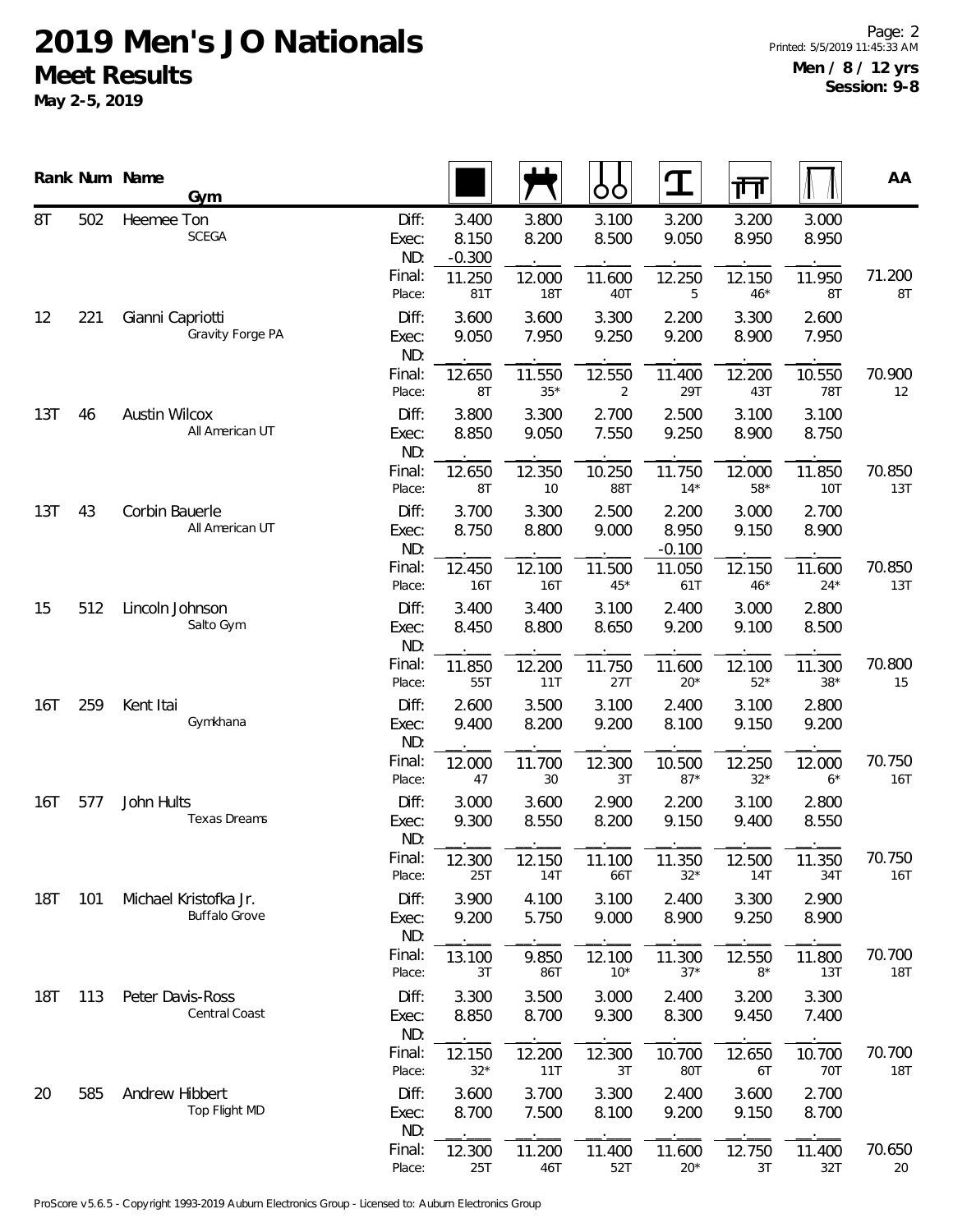# 2019 Men's JO Nationals

## Meet Results

**May 2-5, 2019**

**Men / 8 / 12 yrs**
**Session: 9-8**

| Rank | Num | Name / Gym | | Floor | Pommel Horse | Rings | Vault | Parallel Bars | High Bar | AA |
|---|---|---|---|---|---|---|---|---|---|---|
| 8T | 502 | Heemee Ton | Diff: | 3.400 | 3.800 | 3.100 | 3.200 | 3.200 | 3.000 | |
| | | SCEGA | Exec: | 8.150 | 8.200 | 8.500 | 9.050 | 8.950 | 8.950 | |
| | | | ND: | -0.300 | | | | | | |
| | | | Final: | 11.250 | 12.000 | 11.600 | 12.250 | 12.150 | 11.950 | 71.200 |
| | | | Place: | 81T | 18T | 40T | 5 | 46* | 8T | 8T |
| 12 | 221 | Gianni Capriotti | Diff: | 3.600 | 3.600 | 3.300 | 2.200 | 3.300 | 2.600 | |
| | | Gravity Forge PA | Exec: | 9.050 | 7.950 | 9.250 | 9.200 | 8.900 | 7.950 | |
| | | | ND: | | | | | | | |
| | | | Final: | 12.650 | 11.550 | 12.550 | 11.400 | 12.200 | 10.550 | 70.900 |
| | | | Place: | 8T | 35* | 2 | 29T | 43T | 78T | 12 |
| 13T | 46 | Austin Wilcox | Diff: | 3.800 | 3.300 | 2.700 | 2.500 | 3.100 | 3.100 | |
| | | All American UT | Exec: | 8.850 | 9.050 | 7.550 | 9.250 | 8.900 | 8.750 | |
| | | | ND: | | | | | | | |
| | | | Final: | 12.650 | 12.350 | 10.250 | 11.750 | 12.000 | 11.850 | 70.850 |
| | | | Place: | 8T | 10 | 88T | 14* | 58* | 10T | 13T |
| 13T | 43 | Corbin Bauerle | Diff: | 3.700 | 3.300 | 2.500 | 2.200 | 3.000 | 2.700 | |
| | | All American UT | Exec: | 8.750 | 8.800 | 9.000 | 8.950 | 9.150 | 8.900 | |
| | | | ND: | | | | -0.100 | | | |
| | | | Final: | 12.450 | 12.100 | 11.500 | 11.050 | 12.150 | 11.600 | 70.850 |
| | | | Place: | 16T | 16T | 45* | 61T | 46* | 24* | 13T |
| 15 | 512 | Lincoln Johnson | Diff: | 3.400 | 3.400 | 3.100 | 2.400 | 3.000 | 2.800 | |
| | | Salto Gym | Exec: | 8.450 | 8.800 | 8.650 | 9.200 | 9.100 | 8.500 | |
| | | | ND: | | | | | | | |
| | | | Final: | 11.850 | 12.200 | 11.750 | 11.600 | 12.100 | 11.300 | 70.800 |
| | | | Place: | 55T | 11T | 27T | 20* | 52* | 38* | 15 |
| 16T | 259 | Kent Itai | Diff: | 2.600 | 3.500 | 3.100 | 2.400 | 3.100 | 2.800 | |
| | | Gymkhana | Exec: | 9.400 | 8.200 | 9.200 | 8.100 | 9.150 | 9.200 | |
| | | | ND: | | | | | | | |
| | | | Final: | 12.000 | 11.700 | 12.300 | 10.500 | 12.250 | 12.000 | 70.750 |
| | | | Place: | 47 | 30 | 3T | 87* | 32* | 6* | 16T |
| 16T | 577 | John Hults | Diff: | 3.000 | 3.600 | 2.900 | 2.200 | 3.100 | 2.800 | |
| | | Texas Dreams | Exec: | 9.300 | 8.550 | 8.200 | 9.150 | 9.400 | 8.550 | |
| | | | ND: | | | | | | | |
| | | | Final: | 12.300 | 12.150 | 11.100 | 11.350 | 12.500 | 11.350 | 70.750 |
| | | | Place: | 25T | 14T | 66T | 32* | 14T | 34T | 16T |
| 18T | 101 | Michael Kristofka Jr. | Diff: | 3.900 | 4.100 | 3.100 | 2.400 | 3.300 | 2.900 | |
| | | Buffalo Grove | Exec: | 9.200 | 5.750 | 9.000 | 8.900 | 9.250 | 8.900 | |
| | | | ND: | | | | | | | |
| | | | Final: | 13.100 | 9.850 | 12.100 | 11.300 | 12.550 | 11.800 | 70.700 |
| | | | Place: | 3T | 86T | 10* | 37* | 8* | 13T | 18T |
| 18T | 113 | Peter Davis-Ross | Diff: | 3.300 | 3.500 | 3.000 | 2.400 | 3.200 | 3.300 | |
| | | Central Coast | Exec: | 8.850 | 8.700 | 9.300 | 8.300 | 9.450 | 7.400 | |
| | | | ND: | | | | | | | |
| | | | Final: | 12.150 | 12.200 | 12.300 | 10.700 | 12.650 | 10.700 | 70.700 |
| | | | Place: | 32* | 11T | 3T | 80T | 6T | 70T | 18T |
| 20 | 585 | Andrew Hibbert | Diff: | 3.600 | 3.700 | 3.300 | 2.400 | 3.600 | 2.700 | |
| | | Top Flight MD | Exec: | 8.700 | 7.500 | 8.100 | 9.200 | 9.150 | 8.700 | |
| | | | ND: | | | | | | | |
| | | | Final: | 12.300 | 11.200 | 11.400 | 11.600 | 12.750 | 11.400 | 70.650 |
| | | | Place: | 25T | 46T | 52T | 20* | 3T | 32T | 20 |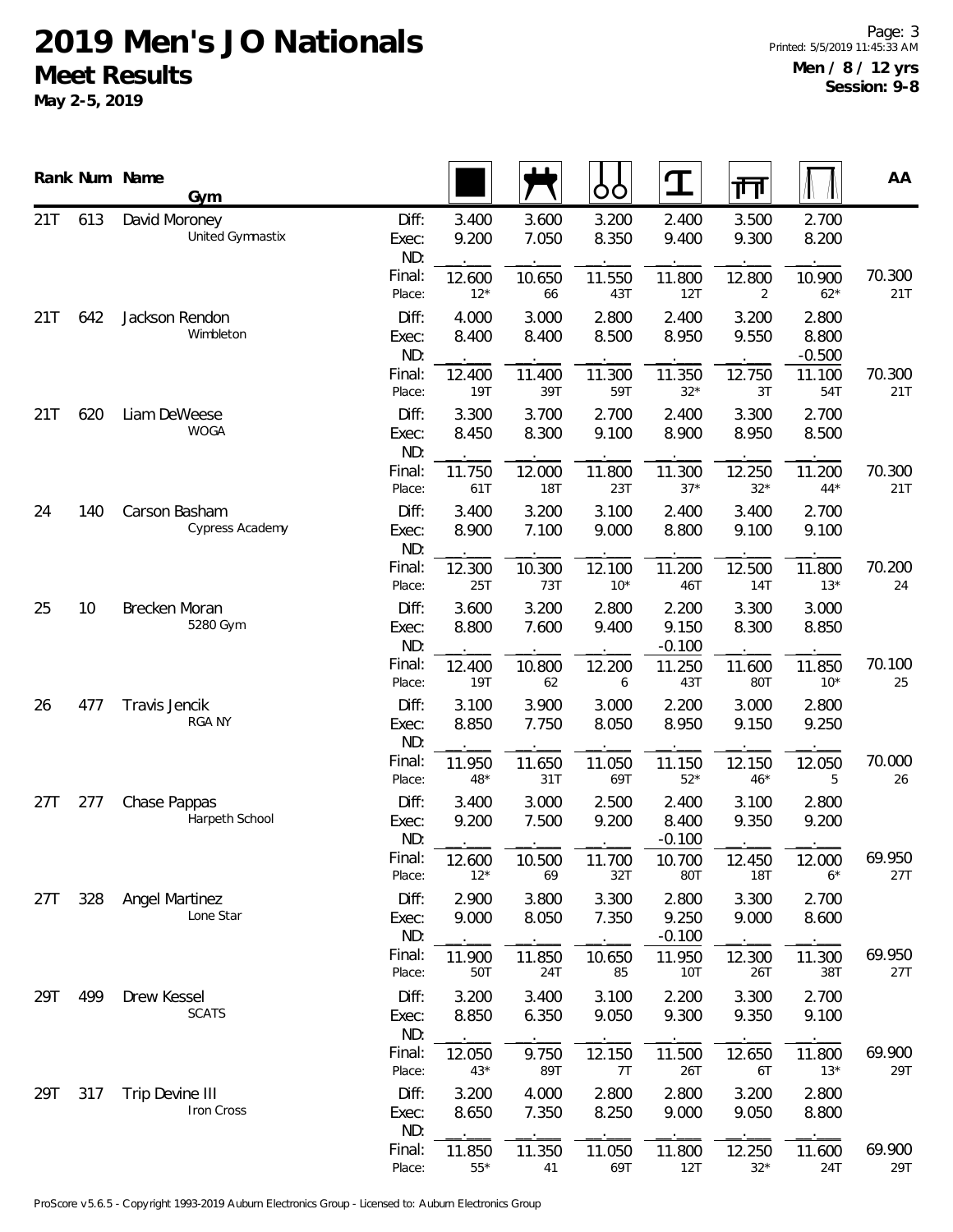# 2019 Men's JO Nationals

## Meet Results

**May 2-5, 2019**

**Men / 8 / 12 yrs**
**Session: 9-8**

| Rank | Num | Name / Gym | | Floor | Pommel Horse | Rings | Vault | Parallel Bars | High Bar | AA |
|---|---|---|---|---|---|---|---|---|---|---|
| 21T | 613 | David Moroney<br>United Gymnastix | Diff: | 3.400 | 3.600 | 3.200 | 2.400 | 3.500 | 2.700 | |
| | | | Exec: | 9.200 | 7.050 | 8.350 | 9.400 | 9.300 | 8.200 | |
| | | | ND: | . | . | . | . | . | . | |
| | | | Final: | 12.600 | 10.650 | 11.550 | 11.800 | 12.800 | 10.900 | 70.300 |
| | | | Place: | 12* | 66 | 43T | 12T | 2 | 62* | 21T |
| 21T | 642 | Jackson Rendon<br>Wimbleton | Diff: | 4.000 | 3.000 | 2.800 | 2.400 | 3.200 | 2.800 | |
| | | | Exec: | 8.400 | 8.400 | 8.500 | 8.950 | 9.550 | 8.800 | |
| | | | ND: | . | . | . | . | . | -0.500 | |
| | | | Final: | 12.400 | 11.400 | 11.300 | 11.350 | 12.750 | 11.100 | 70.300 |
| | | | Place: | 19T | 39T | 59T | 32* | 3T | 54T | 21T |
| 21T | 620 | Liam DeWeese<br>WOGA | Diff: | 3.300 | 3.700 | 2.700 | 2.400 | 3.300 | 2.700 | |
| | | | Exec: | 8.450 | 8.300 | 9.100 | 8.900 | 8.950 | 8.500 | |
| | | | ND: | . | . | . | . | . | . | |
| | | | Final: | 11.750 | 12.000 | 11.800 | 11.300 | 12.250 | 11.200 | 70.300 |
| | | | Place: | 61T | 18T | 23T | 37* | 32* | 44* | 21T |
| 24 | 140 | Carson Basham<br>Cypress Academy | Diff: | 3.400 | 3.200 | 3.100 | 2.400 | 3.400 | 2.700 | |
| | | | Exec: | 8.900 | 7.100 | 9.000 | 8.800 | 9.100 | 9.100 | |
| | | | ND: | . | . | . | . | . | . | |
| | | | Final: | 12.300 | 10.300 | 12.100 | 11.200 | 12.500 | 11.800 | 70.200 |
| | | | Place: | 25T | 73T | 10* | 46T | 14T | 13* | 24 |
| 25 | 10 | Brecken Moran<br>5280 Gym | Diff: | 3.600 | 3.200 | 2.800 | 2.200 | 3.300 | 3.000 | |
| | | | Exec: | 8.800 | 7.600 | 9.400 | 9.150 | 8.300 | 8.850 | |
| | | | ND: | . | . | . | -0.100 | . | . | |
| | | | Final: | 12.400 | 10.800 | 12.200 | 11.250 | 11.600 | 11.850 | 70.100 |
| | | | Place: | 19T | 62 | 6 | 43T | 80T | 10* | 25 |
| 26 | 477 | Travis Jencik<br>RGA NY | Diff: | 3.100 | 3.900 | 3.000 | 2.200 | 3.000 | 2.800 | |
| | | | Exec: | 8.850 | 7.750 | 8.050 | 8.950 | 9.150 | 9.250 | |
| | | | ND: | . | . | . | . | . | . | |
| | | | Final: | 11.950 | 11.650 | 11.050 | 11.150 | 12.150 | 12.050 | 70.000 |
| | | | Place: | 48* | 31T | 69T | 52* | 46* | 5 | 26 |
| 27T | 277 | Chase Pappas<br>Harpeth School | Diff: | 3.400 | 3.000 | 2.500 | 2.400 | 3.100 | 2.800 | |
| | | | Exec: | 9.200 | 7.500 | 9.200 | 8.400 | 9.350 | 9.200 | |
| | | | ND: | . | . | . | -0.100 | . | . | |
| | | | Final: | 12.600 | 10.500 | 11.700 | 10.700 | 12.450 | 12.000 | 69.950 |
| | | | Place: | 12* | 69 | 32T | 80T | 18T | 6* | 27T |
| 27T | 328 | Angel Martinez<br>Lone Star | Diff: | 2.900 | 3.800 | 3.300 | 2.800 | 3.300 | 2.700 | |
| | | | Exec: | 9.000 | 8.050 | 7.350 | 9.250 | 9.000 | 8.600 | |
| | | | ND: | . | . | . | -0.100 | . | . | |
| | | | Final: | 11.900 | 11.850 | 10.650 | 11.950 | 12.300 | 11.300 | 69.950 |
| | | | Place: | 50T | 24T | 85 | 10T | 26T | 38T | 27T |
| 29T | 499 | Drew Kessel<br>SCATS | Diff: | 3.200 | 3.400 | 3.100 | 2.200 | 3.300 | 2.700 | |
| | | | Exec: | 8.850 | 6.350 | 9.050 | 9.300 | 9.350 | 9.100 | |
| | | | ND: | . | . | . | . | . | . | |
| | | | Final: | 12.050 | 9.750 | 12.150 | 11.500 | 12.650 | 11.800 | 69.900 |
| | | | Place: | 43* | 89T | 7T | 26T | 6T | 13* | 29T |
| 29T | 317 | Trip Devine III<br>Iron Cross | Diff: | 3.200 | 4.000 | 2.800 | 2.800 | 3.200 | 2.800 | |
| | | | Exec: | 8.650 | 7.350 | 8.250 | 9.000 | 9.050 | 8.800 | |
| | | | ND: | . | . | . | . | . | . | |
| | | | Final: | 11.850 | 11.350 | 11.050 | 11.800 | 12.250 | 11.600 | 69.900 |
| | | | Place: | 55* | 41 | 69T | 12T | 32* | 24T | 29T |

ProScore v5.6.5 - Copyright 1993-2019 Auburn Electronics Group - Licensed to: Auburn Electronics Group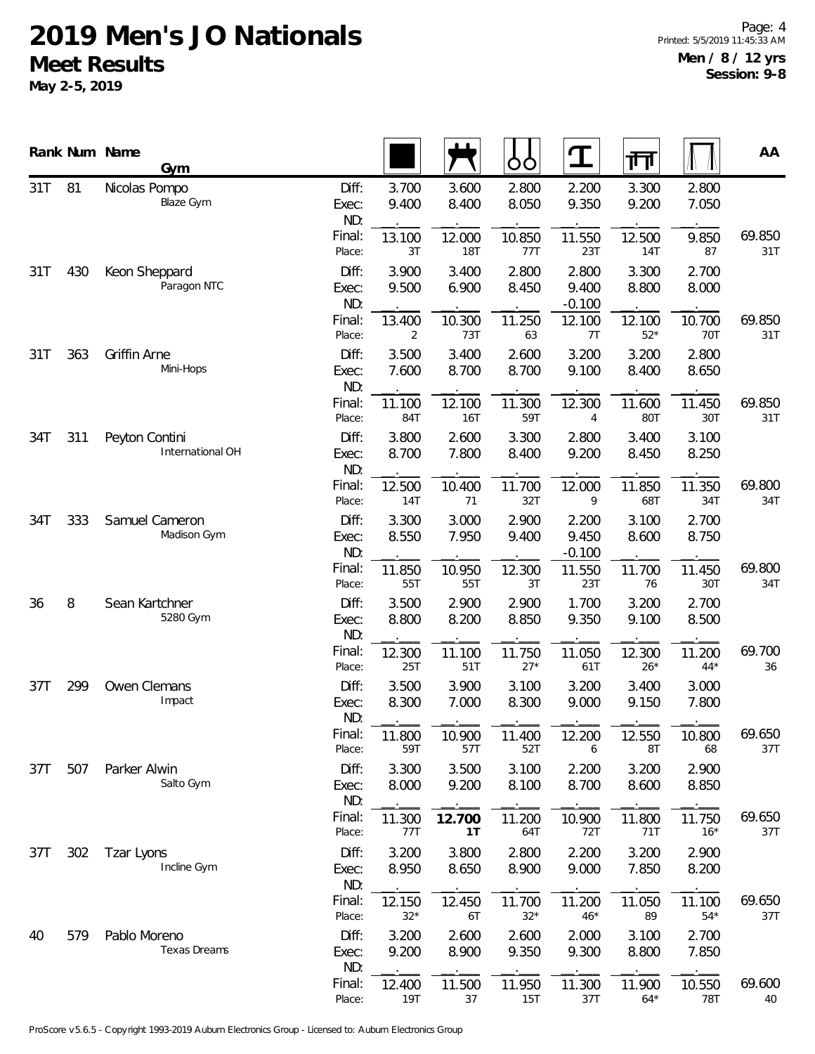# 2019 Men's JO Nationals

## Meet Results

**May 2-5, 2019**

**Men / 8 / 12 yrs**
**Session: 9-8**

| Rank | Num | Name / Gym | | Floor | Pommel Horse | Rings | Vault | Parallel Bars | High Bar | AA |
|---|---|---|---|---|---|---|---|---|---|---|
| 31T | 81 | Nicolas Pompo / Blaze Gym | Diff: | 3.700 | 3.600 | 2.800 | 2.200 | 3.300 | 2.800 | |
| | | | Exec: | 9.400 | 8.400 | 8.050 | 9.350 | 9.200 | 7.050 | |
| | | | ND: | | | | | | | |
| | | | Final: | 13.100 | 12.000 | 10.850 | 11.550 | 12.500 | 9.850 | 69.850 |
| | | | Place: | 3T | 18T | 77T | 23T | 14T | 87 | 31T |
| 31T | 430 | Keon Sheppard / Paragon NTC | Diff: | 3.900 | 3.400 | 2.800 | 2.800 | 3.300 | 2.700 | |
| | | | Exec: | 9.500 | 6.900 | 8.450 | 9.400 | 8.800 | 8.000 | |
| | | | ND: | | | | -0.100 | | | |
| | | | Final: | 13.400 | 10.300 | 11.250 | 12.100 | 12.100 | 10.700 | 69.850 |
| | | | Place: | 2 | 73T | 63 | 7T | 52* | 70T | 31T |
| 31T | 363 | Griffin Arne / Mini-Hops | Diff: | 3.500 | 3.400 | 2.600 | 3.200 | 3.200 | 2.800 | |
| | | | Exec: | 7.600 | 8.700 | 8.700 | 9.100 | 8.400 | 8.650 | |
| | | | ND: | | | | | | | |
| | | | Final: | 11.100 | 12.100 | 11.300 | 12.300 | 11.600 | 11.450 | 69.850 |
| | | | Place: | 84T | 16T | 59T | 4 | 80T | 30T | 31T |
| 34T | 311 | Peyton Contini / International OH | Diff: | 3.800 | 2.600 | 3.300 | 2.800 | 3.400 | 3.100 | |
| | | | Exec: | 8.700 | 7.800 | 8.400 | 9.200 | 8.450 | 8.250 | |
| | | | ND: | | | | | | | |
| | | | Final: | 12.500 | 10.400 | 11.700 | 12.000 | 11.850 | 11.350 | 69.800 |
| | | | Place: | 14T | 71 | 32T | 9 | 68T | 34T | 34T |
| 34T | 333 | Samuel Cameron / Madison Gym | Diff: | 3.300 | 3.000 | 2.900 | 2.200 | 3.100 | 2.700 | |
| | | | Exec: | 8.550 | 7.950 | 9.400 | 9.450 | 8.600 | 8.750 | |
| | | | ND: | | | | -0.100 | | | |
| | | | Final: | 11.850 | 10.950 | 12.300 | 11.550 | 11.700 | 11.450 | 69.800 |
| | | | Place: | 55T | 55T | 3T | 23T | 76 | 30T | 34T |
| 36 | 8 | Sean Kartchner / 5280 Gym | Diff: | 3.500 | 2.900 | 2.900 | 1.700 | 3.200 | 2.700 | |
| | | | Exec: | 8.800 | 8.200 | 8.850 | 9.350 | 9.100 | 8.500 | |
| | | | ND: | | | | | | | |
| | | | Final: | 12.300 | 11.100 | 11.750 | 11.050 | 12.300 | 11.200 | 69.700 |
| | | | Place: | 25T | 51T | 27* | 61T | 26* | 44* | 36 |
| 37T | 299 | Owen Clemans / Impact | Diff: | 3.500 | 3.900 | 3.100 | 3.200 | 3.400 | 3.000 | |
| | | | Exec: | 8.300 | 7.000 | 8.300 | 9.000 | 9.150 | 7.800 | |
| | | | ND: | | | | | | | |
| | | | Final: | 11.800 | 10.900 | 11.400 | 12.200 | 12.550 | 10.800 | 69.650 |
| | | | Place: | 59T | 57T | 52T | 6 | 8T | 68 | 37T |
| 37T | 507 | Parker Alwin / Salto Gym | Diff: | 3.300 | 3.500 | 3.100 | 2.200 | 3.200 | 2.900 | |
| | | | Exec: | 8.000 | 9.200 | 8.100 | 8.700 | 8.600 | 8.850 | |
| | | | ND: | | | | | | | |
| | | | Final: | 11.300 | **12.700** | 11.200 | 10.900 | 11.800 | 11.750 | 69.650 |
| | | | Place: | 77T | **1T** | 64T | 72T | 71T | 16* | 37T |
| 37T | 302 | Tzar Lyons / Incline Gym | Diff: | 3.200 | 3.800 | 2.800 | 2.200 | 3.200 | 2.900 | |
| | | | Exec: | 8.950 | 8.650 | 8.900 | 9.000 | 7.850 | 8.200 | |
| | | | ND: | | | | | | | |
| | | | Final: | 12.150 | 12.450 | 11.700 | 11.200 | 11.050 | 11.100 | 69.650 |
| | | | Place: | 32* | 6T | 32* | 46* | 89 | 54* | 37T |
| 40 | 579 | Pablo Moreno / Texas Dreams | Diff: | 3.200 | 2.600 | 2.600 | 2.000 | 3.100 | 2.700 | |
| | | | Exec: | 9.200 | 8.900 | 9.350 | 9.300 | 8.800 | 7.850 | |
| | | | ND: | | | | | | | |
| | | | Final: | 12.400 | 11.500 | 11.950 | 11.300 | 11.900 | 10.550 | 69.600 |
| | | | Place: | 19T | 37 | 15T | 37T | 64* | 78T | 40 |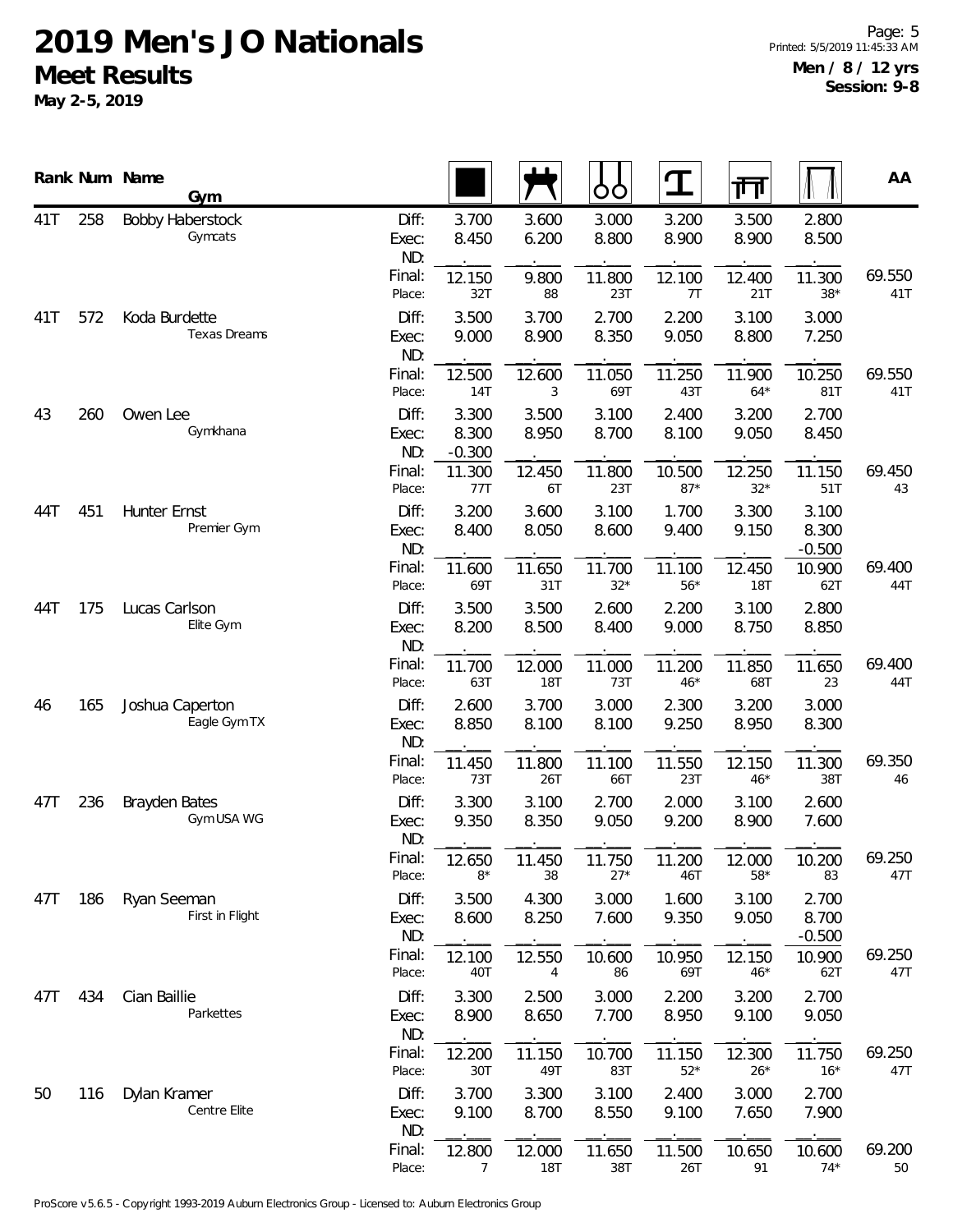# 2019 Men's JO Nationals

## Meet Results

**May 2-5, 2019**

**Men / 8 / 12 yrs**
**Session: 9-8**

| Rank | Num | Name / Gym | | Floor | Pommel Horse | Rings | Vault | Parallel Bars | High Bar | AA |
|---|---|---|---|---|---|---|---|---|---|---|
| 41T | 258 | Bobby Haberstock | Diff: | 3.700 | 3.600 | 3.000 | 3.200 | 3.500 | 2.800 | |
| | | Gymcats | Exec: | 8.450 | 6.200 | 8.800 | 8.900 | 8.900 | 8.500 | |
| | | | ND: | . | . | . | . | . | . | |
| | | | Final: | 12.150 | 9.800 | 11.800 | 12.100 | 12.400 | 11.300 | 69.550 |
| | | | Place: | 32T | 88 | 23T | 7T | 21T | 38* | 41T |
| 41T | 572 | Koda Burdette | Diff: | 3.500 | 3.700 | 2.700 | 2.200 | 3.100 | 3.000 | |
| | | Texas Dreams | Exec: | 9.000 | 8.900 | 8.350 | 9.050 | 8.800 | 7.250 | |
| | | | ND: | . | . | . | . | . | . | |
| | | | Final: | 12.500 | 12.600 | 11.050 | 11.250 | 11.900 | 10.250 | 69.550 |
| | | | Place: | 14T | 3 | 69T | 43T | 64* | 81T | 41T |
| 43 | 260 | Owen Lee | Diff: | 3.300 | 3.500 | 3.100 | 2.400 | 3.200 | 2.700 | |
| | | Gymkhana | Exec: | 8.300 | 8.950 | 8.700 | 8.100 | 9.050 | 8.450 | |
| | | | ND: | -0.300 | . | . | . | . | . | |
| | | | Final: | 11.300 | 12.450 | 11.800 | 10.500 | 12.250 | 11.150 | 69.450 |
| | | | Place: | 77T | 6T | 23T | 87* | 32* | 51T | 43 |
| 44T | 451 | Hunter Ernst | Diff: | 3.200 | 3.600 | 3.100 | 1.700 | 3.300 | 3.100 | |
| | | Premier Gym | Exec: | 8.400 | 8.050 | 8.600 | 9.400 | 9.150 | 8.300 | |
| | | | ND: | . | . | . | . | . | -0.500 | |
| | | | Final: | 11.600 | 11.650 | 11.700 | 11.100 | 12.450 | 10.900 | 69.400 |
| | | | Place: | 69T | 31T | 32* | 56* | 18T | 62T | 44T |
| 44T | 175 | Lucas Carlson | Diff: | 3.500 | 3.500 | 2.600 | 2.200 | 3.100 | 2.800 | |
| | | Elite Gym | Exec: | 8.200 | 8.500 | 8.400 | 9.000 | 8.750 | 8.850 | |
| | | | ND: | . | . | . | . | . | . | |
| | | | Final: | 11.700 | 12.000 | 11.000 | 11.200 | 11.850 | 11.650 | 69.400 |
| | | | Place: | 63T | 18T | 73T | 46* | 68T | 23 | 44T |
| 46 | 165 | Joshua Caperton | Diff: | 2.600 | 3.700 | 3.000 | 2.300 | 3.200 | 3.000 | |
| | | Eagle Gym TX | Exec: | 8.850 | 8.100 | 8.100 | 9.250 | 8.950 | 8.300 | |
| | | | ND: | . | . | . | . | . | . | |
| | | | Final: | 11.450 | 11.800 | 11.100 | 11.550 | 12.150 | 11.300 | 69.350 |
| | | | Place: | 73T | 26T | 66T | 23T | 46* | 38T | 46 |
| 47T | 236 | Brayden Bates | Diff: | 3.300 | 3.100 | 2.700 | 2.000 | 3.100 | 2.600 | |
| | | Gym USA WG | Exec: | 9.350 | 8.350 | 9.050 | 9.200 | 8.900 | 7.600 | |
| | | | ND: | . | . | . | . | . | . | |
| | | | Final: | 12.650 | 11.450 | 11.750 | 11.200 | 12.000 | 10.200 | 69.250 |
| | | | Place: | 8* | 38 | 27* | 46T | 58* | 83 | 47T |
| 47T | 186 | Ryan Seeman | Diff: | 3.500 | 4.300 | 3.000 | 1.600 | 3.100 | 2.700 | |
| | | First in Flight | Exec: | 8.600 | 8.250 | 7.600 | 9.350 | 9.050 | 8.700 | |
| | | | ND: | . | . | . | . | . | -0.500 | |
| | | | Final: | 12.100 | 12.550 | 10.600 | 10.950 | 12.150 | 10.900 | 69.250 |
| | | | Place: | 40T | 4 | 86 | 69T | 46* | 62T | 47T |
| 47T | 434 | Cian Baillie | Diff: | 3.300 | 2.500 | 3.000 | 2.200 | 3.200 | 2.700 | |
| | | Parkettes | Exec: | 8.900 | 8.650 | 7.700 | 8.950 | 9.100 | 9.050 | |
| | | | ND: | . | . | . | . | . | . | |
| | | | Final: | 12.200 | 11.150 | 10.700 | 11.150 | 12.300 | 11.750 | 69.250 |
| | | | Place: | 30T | 49T | 83T | 52* | 26* | 16* | 47T |
| 50 | 116 | Dylan Kramer | Diff: | 3.700 | 3.300 | 3.100 | 2.400 | 3.000 | 2.700 | |
| | | Centre Elite | Exec: | 9.100 | 8.700 | 8.550 | 9.100 | 7.650 | 7.900 | |
| | | | ND: | . | . | . | . | . | . | |
| | | | Final: | 12.800 | 12.000 | 11.650 | 11.500 | 10.650 | 10.600 | 69.200 |
| | | | Place: | 7 | 18T | 38T | 26T | 91 | 74* | 50 |

ProScore v5.6.5 - Copyright 1993-2019 Auburn Electronics Group - Licensed to: Auburn Electronics Group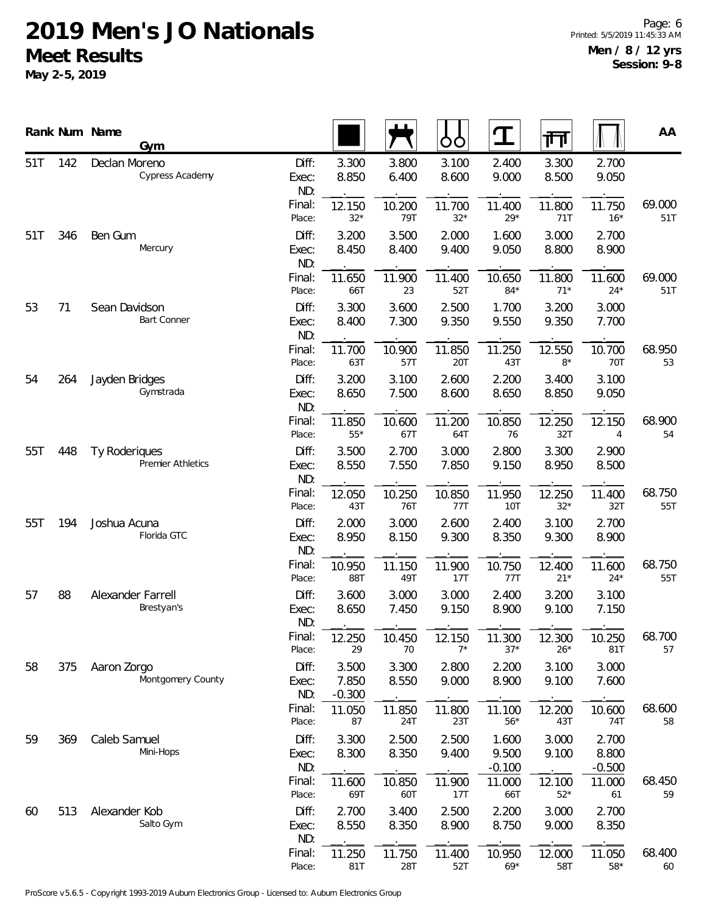# 2019 Men's JO Nationals

## Meet Results

**May 2-5, 2019**

**Men / 8 / 12 yrs**
**Session: 9-8**

| Rank | Num | Name / Gym | | Floor | Pommel Horse | Rings | Vault | Parallel Bars | High Bar | AA |
|---|---|---|---|---|---|---|---|---|---|---|
| 51T | 142 | Declan Moreno<br>Cypress Academy | Diff: | 3.300 | 3.800 | 3.100 | 2.400 | 3.300 | 2.700 | |
| | | | Exec: | 8.850 | 6.400 | 8.600 | 9.000 | 8.500 | 9.050 | |
| | | | ND: | | | | | | | |
| | | | Final: | 12.150 | 10.200 | 11.700 | 11.400 | 11.800 | 11.750 | 69.000 |
| | | | Place: | 32* | 79T | 32* | 29* | 71T | 16* | 51T |
| 51T | 346 | Ben Gum<br>Mercury | Diff: | 3.200 | 3.500 | 2.000 | 1.600 | 3.000 | 2.700 | |
| | | | Exec: | 8.450 | 8.400 | 9.400 | 9.050 | 8.800 | 8.900 | |
| | | | ND: | | | | | | | |
| | | | Final: | 11.650 | 11.900 | 11.400 | 10.650 | 11.800 | 11.600 | 69.000 |
| | | | Place: | 66T | 23 | 52T | 84* | 71* | 24* | 51T |
| 53 | 71 | Sean Davidson<br>Bart Conner | Diff: | 3.300 | 3.600 | 2.500 | 1.700 | 3.200 | 3.000 | |
| | | | Exec: | 8.400 | 7.300 | 9.350 | 9.550 | 9.350 | 7.700 | |
| | | | ND: | | | | | | | |
| | | | Final: | 11.700 | 10.900 | 11.850 | 11.250 | 12.550 | 10.700 | 68.950 |
| | | | Place: | 63T | 57T | 20T | 43T | 8* | 70T | 53 |
| 54 | 264 | Jayden Bridges<br>Gymstrada | Diff: | 3.200 | 3.100 | 2.600 | 2.200 | 3.400 | 3.100 | |
| | | | Exec: | 8.650 | 7.500 | 8.600 | 8.650 | 8.850 | 9.050 | |
| | | | ND: | | | | | | | |
| | | | Final: | 11.850 | 10.600 | 11.200 | 10.850 | 12.250 | 12.150 | 68.900 |
| | | | Place: | 55* | 67T | 64T | 76 | 32T | 4 | 54 |
| 55T | 448 | Ty Roderiques<br>Premier Athletics | Diff: | 3.500 | 2.700 | 3.000 | 2.800 | 3.300 | 2.900 | |
| | | | Exec: | 8.550 | 7.550 | 7.850 | 9.150 | 8.950 | 8.500 | |
| | | | ND: | | | | | | | |
| | | | Final: | 12.050 | 10.250 | 10.850 | 11.950 | 12.250 | 11.400 | 68.750 |
| | | | Place: | 43T | 76T | 77T | 10T | 32* | 32T | 55T |
| 55T | 194 | Joshua Acuna<br>Florida GTC | Diff: | 2.000 | 3.000 | 2.600 | 2.400 | 3.100 | 2.700 | |
| | | | Exec: | 8.950 | 8.150 | 9.300 | 8.350 | 9.300 | 8.900 | |
| | | | ND: | | | | | | | |
| | | | Final: | 10.950 | 11.150 | 11.900 | 10.750 | 12.400 | 11.600 | 68.750 |
| | | | Place: | 88T | 49T | 17T | 77T | 21* | 24* | 55T |
| 57 | 88 | Alexander Farrell<br>Brestyan's | Diff: | 3.600 | 3.000 | 3.000 | 2.400 | 3.200 | 3.100 | |
| | | | Exec: | 8.650 | 7.450 | 9.150 | 8.900 | 9.100 | 7.150 | |
| | | | ND: | | | | | | | |
| | | | Final: | 12.250 | 10.450 | 12.150 | 11.300 | 12.300 | 10.250 | 68.700 |
| | | | Place: | 29 | 70 | 7* | 37* | 26* | 81T | 57 |
| 58 | 375 | Aaron Zorgo<br>Montgomery County | Diff: | 3.500 | 3.300 | 2.800 | 2.200 | 3.100 | 3.000 | |
| | | | Exec: | 7.850 | 8.550 | 9.000 | 8.900 | 9.100 | 7.600 | |
| | | | ND: | -0.300 | | | | | | |
| | | | Final: | 11.050 | 11.850 | 11.800 | 11.100 | 12.200 | 10.600 | 68.600 |
| | | | Place: | 87 | 24T | 23T | 56* | 43T | 74T | 58 |
| 59 | 369 | Caleb Samuel<br>Mini-Hops | Diff: | 3.300 | 2.500 | 2.500 | 1.600 | 3.000 | 2.700 | |
| | | | Exec: | 8.300 | 8.350 | 9.400 | 9.500 | 9.100 | 8.800 | |
| | | | ND: | | | | -0.100 | | -0.500 | |
| | | | Final: | 11.600 | 10.850 | 11.900 | 11.000 | 12.100 | 11.000 | 68.450 |
| | | | Place: | 69T | 60T | 17T | 66T | 52* | 61 | 59 |
| 60 | 513 | Alexander Kob<br>Salto Gym | Diff: | 2.700 | 3.400 | 2.500 | 2.200 | 3.000 | 2.700 | |
| | | | Exec: | 8.550 | 8.350 | 8.900 | 8.750 | 9.000 | 8.350 | |
| | | | ND: | | | | | | | |
| | | | Final: | 11.250 | 11.750 | 11.400 | 10.950 | 12.000 | 11.050 | 68.400 |
| | | | Place: | 81T | 28T | 52T | 69* | 58T | 58* | 60 |

ProScore v5.6.5 - Copyright 1993-2019 Auburn Electronics Group - Licensed to: Auburn Electronics Group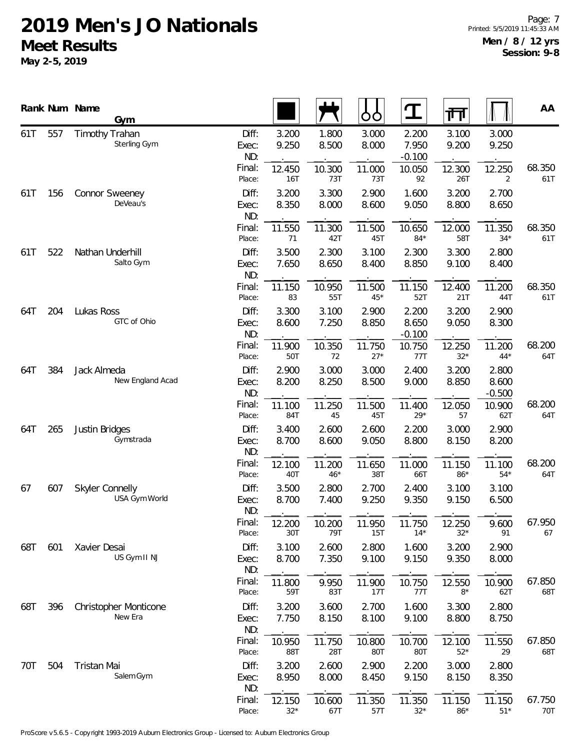# 2019 Men's JO Nationals

## Meet Results

**May 2-5, 2019**

**Men / 8 / 12 yrs**
**Session: 9-8**

| Rank | Num | Name / Gym | | Floor | Pommel Horse | Rings | Vault | Parallel Bars | High Bar | AA |
|---|---|---|---|---|---|---|---|---|---|---|
| 61T | 557 | Timothy Trahan<br>Sterling Gym | Diff: | 3.200 | 1.800 | 3.000 | 2.200 | 3.100 | 3.000 | |
| | | | Exec: | 9.250 | 8.500 | 8.000 | 7.950 | 9.200 | 9.250 | |
| | | | ND: | | | | -0.100 | | | |
| | | | Final: | 12.450 | 10.300 | 11.000 | 10.050 | 12.300 | 12.250 | 68.350 |
| | | | Place: | 16T | 73T | 73T | 92 | 26T | 2 | 61T |
| 61T | 156 | Connor Sweeney<br>DeVeau's | Diff: | 3.200 | 3.300 | 2.900 | 1.600 | 3.200 | 2.700 | |
| | | | Exec: | 8.350 | 8.000 | 8.600 | 9.050 | 8.800 | 8.650 | |
| | | | ND: | | | | | | | |
| | | | Final: | 11.550 | 11.300 | 11.500 | 10.650 | 12.000 | 11.350 | 68.350 |
| | | | Place: | 71 | 42T | 45T | 84* | 58T | 34* | 61T |
| 61T | 522 | Nathan Underhill<br>Salto Gym | Diff: | 3.500 | 2.300 | 3.100 | 2.300 | 3.300 | 2.800 | |
| | | | Exec: | 7.650 | 8.650 | 8.400 | 8.850 | 9.100 | 8.400 | |
| | | | ND: | | | | | | | |
| | | | Final: | 11.150 | 10.950 | 11.500 | 11.150 | 12.400 | 11.200 | 68.350 |
| | | | Place: | 83 | 55T | 45* | 52T | 21T | 44T | 61T |
| 64T | 204 | Lukas Ross<br>GTC of Ohio | Diff: | 3.300 | 3.100 | 2.900 | 2.200 | 3.200 | 2.900 | |
| | | | Exec: | 8.600 | 7.250 | 8.850 | 8.650 | 9.050 | 8.300 | |
| | | | ND: | | | | -0.100 | | | |
| | | | Final: | 11.900 | 10.350 | 11.750 | 10.750 | 12.250 | 11.200 | 68.200 |
| | | | Place: | 50T | 72 | 27* | 77T | 32* | 44* | 64T |
| 64T | 384 | Jack Almeda<br>New England Acad | Diff: | 2.900 | 3.000 | 3.000 | 2.400 | 3.200 | 2.800 | |
| | | | Exec: | 8.200 | 8.250 | 8.500 | 9.000 | 8.850 | 8.600 | |
| | | | ND: | | | | | | -0.500 | |
| | | | Final: | 11.100 | 11.250 | 11.500 | 11.400 | 12.050 | 10.900 | 68.200 |
| | | | Place: | 84T | 45 | 45T | 29* | 57 | 62T | 64T |
| 64T | 265 | Justin Bridges<br>Gymstrada | Diff: | 3.400 | 2.600 | 2.600 | 2.200 | 3.000 | 2.900 | |
| | | | Exec: | 8.700 | 8.600 | 9.050 | 8.800 | 8.150 | 8.200 | |
| | | | ND: | | | | | | | |
| | | | Final: | 12.100 | 11.200 | 11.650 | 11.000 | 11.150 | 11.100 | 68.200 |
| | | | Place: | 40T | 46* | 38T | 66T | 86* | 54* | 64T |
| 67 | 607 | Skyler Connelly<br>USA Gym World | Diff: | 3.500 | 2.800 | 2.700 | 2.400 | 3.100 | 3.100 | |
| | | | Exec: | 8.700 | 7.400 | 9.250 | 9.350 | 9.150 | 6.500 | |
| | | | ND: | | | | | | | |
| | | | Final: | 12.200 | 10.200 | 11.950 | 11.750 | 12.250 | 9.600 | 67.950 |
| | | | Place: | 30T | 79T | 15T | 14* | 32* | 91 | 67 |
| 68T | 601 | Xavier Desai<br>US Gym II NJ | Diff: | 3.100 | 2.600 | 2.800 | 1.600 | 3.200 | 2.900 | |
| | | | Exec: | 8.700 | 7.350 | 9.100 | 9.150 | 9.350 | 8.000 | |
| | | | ND: | | | | | | | |
| | | | Final: | 11.800 | 9.950 | 11.900 | 10.750 | 12.550 | 10.900 | 67.850 |
| | | | Place: | 59T | 83T | 17T | 77T | 8* | 62T | 68T |
| 68T | 396 | Christopher Monticone<br>New Era | Diff: | 3.200 | 3.600 | 2.700 | 1.600 | 3.300 | 2.800 | |
| | | | Exec: | 7.750 | 8.150 | 8.100 | 9.100 | 8.800 | 8.750 | |
| | | | ND: | | | | | | | |
| | | | Final: | 10.950 | 11.750 | 10.800 | 10.700 | 12.100 | 11.550 | 67.850 |
| | | | Place: | 88T | 28T | 80T | 80T | 52* | 29 | 68T |
| 70T | 504 | Tristan Mai<br>Salem Gym | Diff: | 3.200 | 2.600 | 2.900 | 2.200 | 3.000 | 2.800 | |
| | | | Exec: | 8.950 | 8.000 | 8.450 | 9.150 | 8.150 | 8.350 | |
| | | | ND: | | | | | | | |
| | | | Final: | 12.150 | 10.600 | 11.350 | 11.350 | 11.150 | 11.150 | 67.750 |
| | | | Place: | 32* | 67T | 57T | 32* | 86* | 51* | 70T |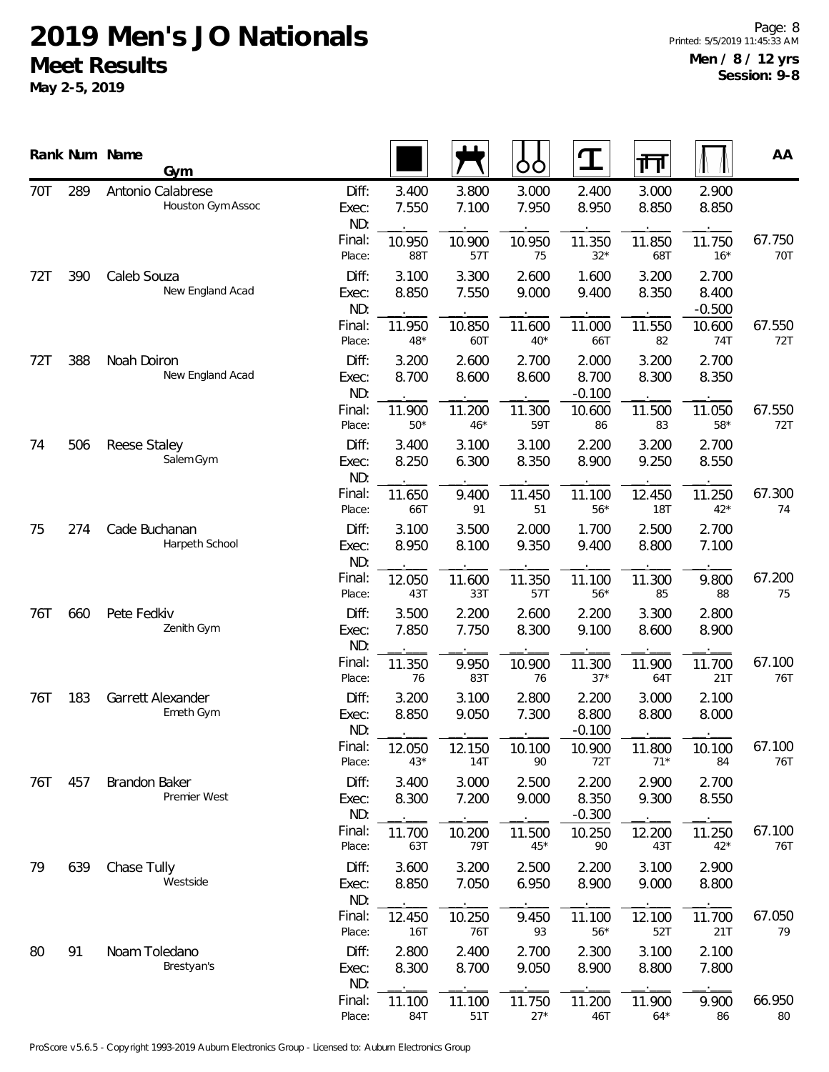# 2019 Men's JO Nationals

## Meet Results

**May 2-5, 2019**

**Men / 8 / 12 yrs**
**Session: 9-8**

| Rank | Num | Name / Gym | | Floor | Pommel Horse | Rings | Vault | Parallel Bars | High Bar | AA |
|---|---|---|---|---|---|---|---|---|---|---|
| 70T | 289 | Antonio Calabrese<br>Houston Gym Assoc | Diff: | 3.400 | 3.800 | 3.000 | 2.400 | 3.000 | 2.900 | |
| | | | Exec: | 7.550 | 7.100 | 7.950 | 8.950 | 8.850 | 8.850 | |
| | | | ND: | . | . | . | . | . | . | |
| | | | Final: | 10.950 | 10.900 | 10.950 | 11.350 | 11.850 | 11.750 | 67.750 |
| | | | Place: | 88T | 57T | 75 | 32* | 68T | 16* | 70T |
| 72T | 390 | Caleb Souza<br>New England Acad | Diff: | 3.100 | 3.300 | 2.600 | 1.600 | 3.200 | 2.700 | |
| | | | Exec: | 8.850 | 7.550 | 9.000 | 9.400 | 8.350 | 8.400 | |
| | | | ND: | . | . | . | . | . | -0.500 | |
| | | | Final: | 11.950 | 10.850 | 11.600 | 11.000 | 11.550 | 10.600 | 67.550 |
| | | | Place: | 48* | 60T | 40* | 66T | 82 | 74T | 72T |
| 72T | 388 | Noah Doiron<br>New England Acad | Diff: | 3.200 | 2.600 | 2.700 | 2.000 | 3.200 | 2.700 | |
| | | | Exec: | 8.700 | 8.600 | 8.600 | 8.700 | 8.300 | 8.350 | |
| | | | ND: | . | . | . | -0.100 | . | . | |
| | | | Final: | 11.900 | 11.200 | 11.300 | 10.600 | 11.500 | 11.050 | 67.550 |
| | | | Place: | 50* | 46* | 59T | 86 | 83 | 58* | 72T |
| 74 | 506 | Reese Staley<br>Salem Gym | Diff: | 3.400 | 3.100 | 3.100 | 2.200 | 3.200 | 2.700 | |
| | | | Exec: | 8.250 | 6.300 | 8.350 | 8.900 | 9.250 | 8.550 | |
| | | | ND: | . | . | . | . | . | . | |
| | | | Final: | 11.650 | 9.400 | 11.450 | 11.100 | 12.450 | 11.250 | 67.300 |
| | | | Place: | 66T | 91 | 51 | 56* | 18T | 42* | 74 |
| 75 | 274 | Cade Buchanan<br>Harpeth School | Diff: | 3.100 | 3.500 | 2.000 | 1.700 | 2.500 | 2.700 | |
| | | | Exec: | 8.950 | 8.100 | 9.350 | 9.400 | 8.800 | 7.100 | |
| | | | ND: | . | . | . | . | . | . | |
| | | | Final: | 12.050 | 11.600 | 11.350 | 11.100 | 11.300 | 9.800 | 67.200 |
| | | | Place: | 43T | 33T | 57T | 56* | 85 | 88 | 75 |
| 76T | 660 | Pete Fedkiv<br>Zenith Gym | Diff: | 3.500 | 2.200 | 2.600 | 2.200 | 3.300 | 2.800 | |
| | | | Exec: | 7.850 | 7.750 | 8.300 | 9.100 | 8.600 | 8.900 | |
| | | | ND: | . | . | . | . | . | . | |
| | | | Final: | 11.350 | 9.950 | 10.900 | 11.300 | 11.900 | 11.700 | 67.100 |
| | | | Place: | 76 | 83T | 76 | 37* | 64T | 21T | 76T |
| 76T | 183 | Garrett Alexander<br>Emeth Gym | Diff: | 3.200 | 3.100 | 2.800 | 2.200 | 3.000 | 2.100 | |
| | | | Exec: | 8.850 | 9.050 | 7.300 | 8.800 | 8.800 | 8.000 | |
| | | | ND: | . | . | . | -0.100 | . | . | |
| | | | Final: | 12.050 | 12.150 | 10.100 | 10.900 | 11.800 | 10.100 | 67.100 |
| | | | Place: | 43* | 14T | 90 | 72T | 71* | 84 | 76T |
| 76T | 457 | Brandon Baker<br>Premier West | Diff: | 3.400 | 3.000 | 2.500 | 2.200 | 2.900 | 2.700 | |
| | | | Exec: | 8.300 | 7.200 | 9.000 | 8.350 | 9.300 | 8.550 | |
| | | | ND: | . | . | . | -0.300 | . | . | |
| | | | Final: | 11.700 | 10.200 | 11.500 | 10.250 | 12.200 | 11.250 | 67.100 |
| | | | Place: | 63T | 79T | 45* | 90 | 43T | 42* | 76T |
| 79 | 639 | Chase Tully<br>Westside | Diff: | 3.600 | 3.200 | 2.500 | 2.200 | 3.100 | 2.900 | |
| | | | Exec: | 8.850 | 7.050 | 6.950 | 8.900 | 9.000 | 8.800 | |
| | | | ND: | . | . | . | . | . | . | |
| | | | Final: | 12.450 | 10.250 | 9.450 | 11.100 | 12.100 | 11.700 | 67.050 |
| | | | Place: | 16T | 76T | 93 | 56* | 52T | 21T | 79 |
| 80 | 91 | Noam Toledano<br>Brestyan's | Diff: | 2.800 | 2.400 | 2.700 | 2.300 | 3.100 | 2.100 | |
| | | | Exec: | 8.300 | 8.700 | 9.050 | 8.900 | 8.800 | 7.800 | |
| | | | ND: | . | . | . | . | . | . | |
| | | | Final: | 11.100 | 11.100 | 11.750 | 11.200 | 11.900 | 9.900 | 66.950 |
| | | | Place: | 84T | 51T | 27* | 46T | 64* | 86 | 80 |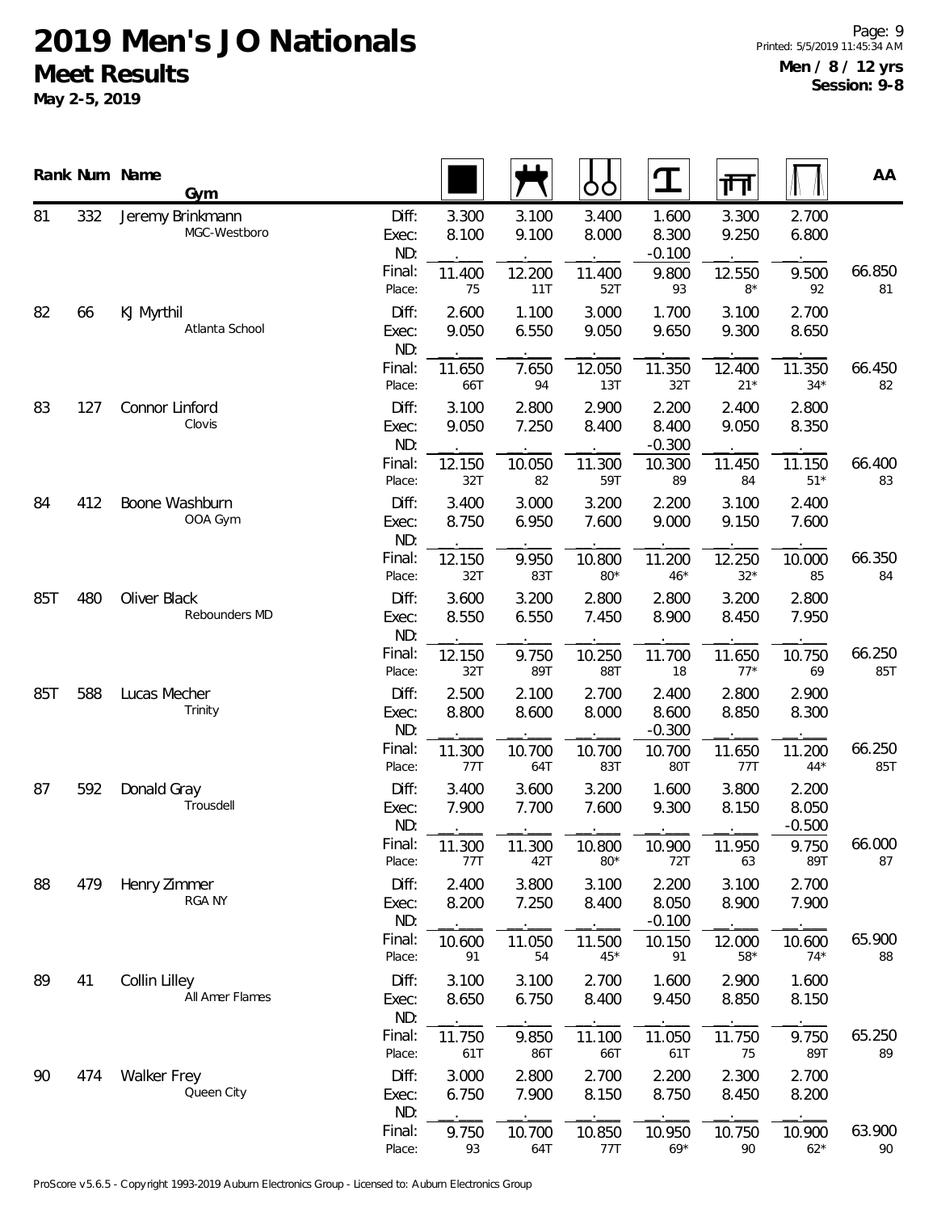# 2019 Men's JO Nationals

## Meet Results

**May 2-5, 2019**

**Men / 8 / 12 yrs**
**Session: 9-8**

| Rank | Num | Name / Gym | | Floor | Pommel Horse | Rings | Vault | Parallel Bars | High Bar | AA |
|---|---|---|---|---|---|---|---|---|---|---|
| 81 | 332 | Jeremy Brinkmann | Diff: | 3.300 | 3.100 | 3.400 | 1.600 | 3.300 | 2.700 | |
| | | MGC-Westboro | Exec: | 8.100 | 9.100 | 8.000 | 8.300 | 9.250 | 6.800 | |
| | | | ND: | | | | -0.100 | | | |
| | | | Final: | 11.400 | 12.200 | 11.400 | 9.800 | 12.550 | 9.500 | 66.850 |
| | | | Place: | 75 | 11T | 52T | 93 | 8* | 92 | 81 |
| 82 | 66 | KJ Myrthil | Diff: | 2.600 | 1.100 | 3.000 | 1.700 | 3.100 | 2.700 | |
| | | Atlanta School | Exec: | 9.050 | 6.550 | 9.050 | 9.650 | 9.300 | 8.650 | |
| | | | ND: | | | | | | | |
| | | | Final: | 11.650 | 7.650 | 12.050 | 11.350 | 12.400 | 11.350 | 66.450 |
| | | | Place: | 66T | 94 | 13T | 32T | 21* | 34* | 82 |
| 83 | 127 | Connor Linford | Diff: | 3.100 | 2.800 | 2.900 | 2.200 | 2.400 | 2.800 | |
| | | Clovis | Exec: | 9.050 | 7.250 | 8.400 | 8.400 | 9.050 | 8.350 | |
| | | | ND: | | | | -0.300 | | | |
| | | | Final: | 12.150 | 10.050 | 11.300 | 10.300 | 11.450 | 11.150 | 66.400 |
| | | | Place: | 32T | 82 | 59T | 89 | 84 | 51* | 83 |
| 84 | 412 | Boone Washburn | Diff: | 3.400 | 3.000 | 3.200 | 2.200 | 3.100 | 2.400 | |
| | | OOA Gym | Exec: | 8.750 | 6.950 | 7.600 | 9.000 | 9.150 | 7.600 | |
| | | | ND: | | | | | | | |
| | | | Final: | 12.150 | 9.950 | 10.800 | 11.200 | 12.250 | 10.000 | 66.350 |
| | | | Place: | 32T | 83T | 80* | 46* | 32* | 85 | 84 |
| 85T | 480 | Oliver Black | Diff: | 3.600 | 3.200 | 2.800 | 2.800 | 3.200 | 2.800 | |
| | | Rebounders MD | Exec: | 8.550 | 6.550 | 7.450 | 8.900 | 8.450 | 7.950 | |
| | | | ND: | | | | | | | |
| | | | Final: | 12.150 | 9.750 | 10.250 | 11.700 | 11.650 | 10.750 | 66.250 |
| | | | Place: | 32T | 89T | 88T | 18 | 77* | 69 | 85T |
| 85T | 588 | Lucas Mecher | Diff: | 2.500 | 2.100 | 2.700 | 2.400 | 2.800 | 2.900 | |
| | | Trinity | Exec: | 8.800 | 8.600 | 8.000 | 8.600 | 8.850 | 8.300 | |
| | | | ND: | | | | -0.300 | | | |
| | | | Final: | 11.300 | 10.700 | 10.700 | 10.700 | 11.650 | 11.200 | 66.250 |
| | | | Place: | 77T | 64T | 83T | 80T | 77T | 44* | 85T |
| 87 | 592 | Donald Gray | Diff: | 3.400 | 3.600 | 3.200 | 1.600 | 3.800 | 2.200 | |
| | | Trousdell | Exec: | 7.900 | 7.700 | 7.600 | 9.300 | 8.150 | 8.050 | |
| | | | ND: | | | | | | -0.500 | |
| | | | Final: | 11.300 | 11.300 | 10.800 | 10.900 | 11.950 | 9.750 | 66.000 |
| | | | Place: | 77T | 42T | 80* | 72T | 63 | 89T | 87 |
| 88 | 479 | Henry Zimmer | Diff: | 2.400 | 3.800 | 3.100 | 2.200 | 3.100 | 2.700 | |
| | | RGA NY | Exec: | 8.200 | 7.250 | 8.400 | 8.050 | 8.900 | 7.900 | |
| | | | ND: | | | | -0.100 | | | |
| | | | Final: | 10.600 | 11.050 | 11.500 | 10.150 | 12.000 | 10.600 | 65.900 |
| | | | Place: | 91 | 54 | 45* | 91 | 58* | 74* | 88 |
| 89 | 41 | Collin Lilley | Diff: | 3.100 | 3.100 | 2.700 | 1.600 | 2.900 | 1.600 | |
| | | All Amer Flames | Exec: | 8.650 | 6.750 | 8.400 | 9.450 | 8.850 | 8.150 | |
| | | | ND: | | | | | | | |
| | | | Final: | 11.750 | 9.850 | 11.100 | 11.050 | 11.750 | 9.750 | 65.250 |
| | | | Place: | 61T | 86T | 66T | 61T | 75 | 89T | 89 |
| 90 | 474 | Walker Frey | Diff: | 3.000 | 2.800 | 2.700 | 2.200 | 2.300 | 2.700 | |
| | | Queen City | Exec: | 6.750 | 7.900 | 8.150 | 8.750 | 8.450 | 8.200 | |
| | | | ND: | | | | | | | |
| | | | Final: | 9.750 | 10.700 | 10.850 | 10.950 | 10.750 | 10.900 | 63.900 |
| | | | Place: | 93 | 64T | 77T | 69* | 90 | 62* | 90 |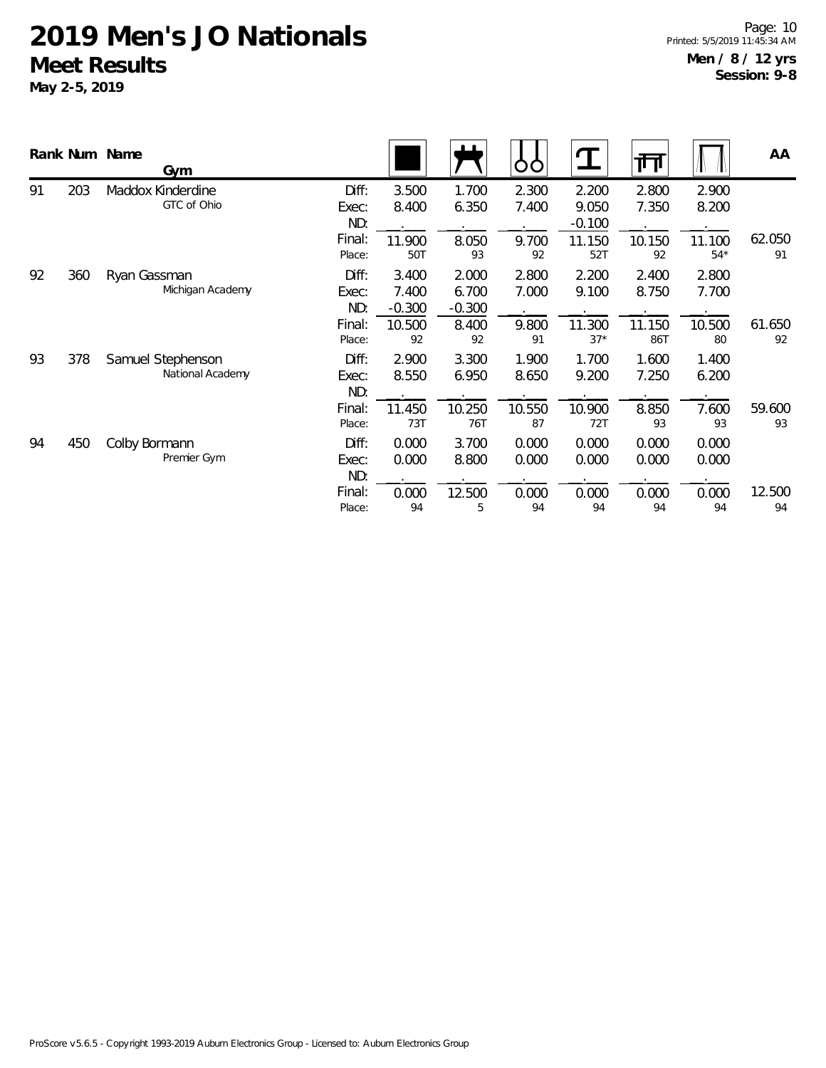# 2019 Men's JO Nationals

## Meet Results

**May 2-5, 2019**

**Men / 8 / 12 yrs**
**Session: 9-8**

| Rank | Num | Name / Gym | | Floor | Pommel Horse | Rings | Vault | Parallel Bars | High Bar | AA |
|---|---|---|---|---|---|---|---|---|---|---|
| 91 | 203 | Maddox Kinderdine | Diff: | 3.500 | 1.700 | 2.300 | 2.200 | 2.800 | 2.900 | |
| | | GTC of Ohio | Exec: | 8.400 | 6.350 | 7.400 | 9.050 | 7.350 | 8.200 | |
| | | | ND: | . | . | . | -0.100 | . | . | |
| | | | Final: | 11.900 | 8.050 | 9.700 | 11.150 | 10.150 | 11.100 | 62.050 |
| | | | Place: | 50T | 93 | 92 | 52T | 92 | 54* | 91 |
| 92 | 360 | Ryan Gassman | Diff: | 3.400 | 2.000 | 2.800 | 2.200 | 2.400 | 2.800 | |
| | | Michigan Academy | Exec: | 7.400 | 6.700 | 7.000 | 9.100 | 8.750 | 7.700 | |
| | | | ND: | -0.300 | -0.300 | . | . | . | . | |
| | | | Final: | 10.500 | 8.400 | 9.800 | 11.300 | 11.150 | 10.500 | 61.650 |
| | | | Place: | 92 | 92 | 91 | 37* | 86T | 80 | 92 |
| 93 | 378 | Samuel Stephenson | Diff: | 2.900 | 3.300 | 1.900 | 1.700 | 1.600 | 1.400 | |
| | | National Academy | Exec: | 8.550 | 6.950 | 8.650 | 9.200 | 7.250 | 6.200 | |
| | | | ND: | . | . | . | . | . | . | |
| | | | Final: | 11.450 | 10.250 | 10.550 | 10.900 | 8.850 | 7.600 | 59.600 |
| | | | Place: | 73T | 76T | 87 | 72T | 93 | 93 | 93 |
| 94 | 450 | Colby Bormann | Diff: | 0.000 | 3.700 | 0.000 | 0.000 | 0.000 | 0.000 | |
| | | Premier Gym | Exec: | 0.000 | 8.800 | 0.000 | 0.000 | 0.000 | 0.000 | |
| | | | ND: | . | . | . | . | . | . | |
| | | | Final: | 0.000 | 12.500 | 0.000 | 0.000 | 0.000 | 0.000 | 12.500 |
| | | | Place: | 94 | 5 | 94 | 94 | 94 | 94 | 94 |

ProScore v5.6.5 - Copyright 1993-2019 Auburn Electronics Group - Licensed to: Auburn Electronics Group